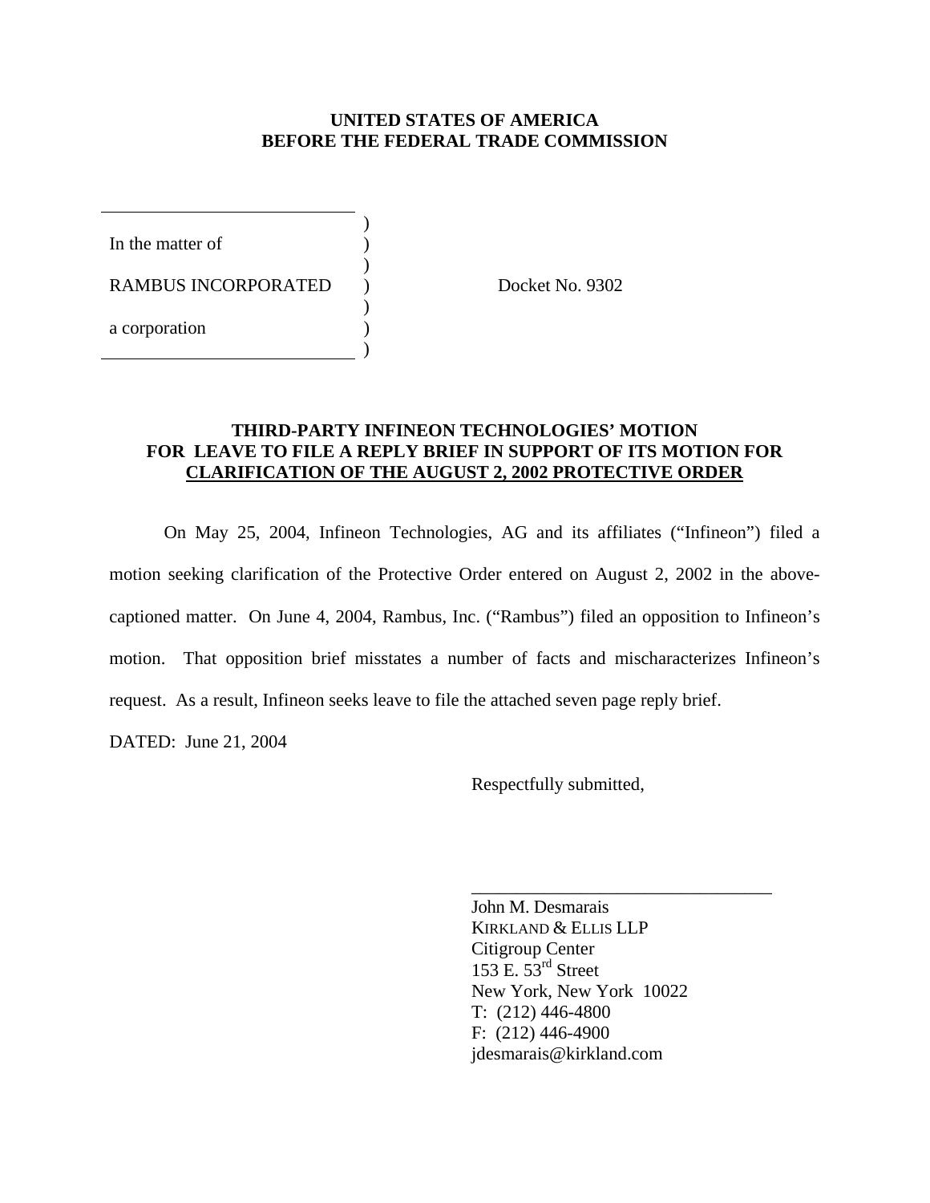**UNITED STATES OF AMERICA**
**BEFORE THE FEDERAL TRADE COMMISSION**

| | | |
|---|---|---|
| In the matter of | ) | |
| RAMBUS INCORPORATED | ) | Docket No. 9302 |
| a corporation | ) | |

**THIRD-PARTY INFINEON TECHNOLOGIES' MOTION FOR LEAVE TO FILE A REPLY BRIEF IN SUPPORT OF ITS MOTION FOR CLARIFICATION OF THE AUGUST 2, 2002 PROTECTIVE ORDER**

On May 25, 2004, Infineon Technologies, AG and its affiliates ("Infineon") filed a motion seeking clarification of the Protective Order entered on August 2, 2002 in the above-captioned matter. On June 4, 2004, Rambus, Inc. ("Rambus") filed an opposition to Infineon's motion. That opposition brief misstates a number of facts and mischaracterizes Infineon's request. As a result, Infineon seeks leave to file the attached seven page reply brief.

DATED: June 21, 2004

Respectfully submitted,

John M. Desmarais
KIRKLAND & ELLIS LLP
Citigroup Center
153 E. 53rd Street
New York, New York 10022
T: (212) 446-4800
F: (212) 446-4900
jdesmarais@kirkland.com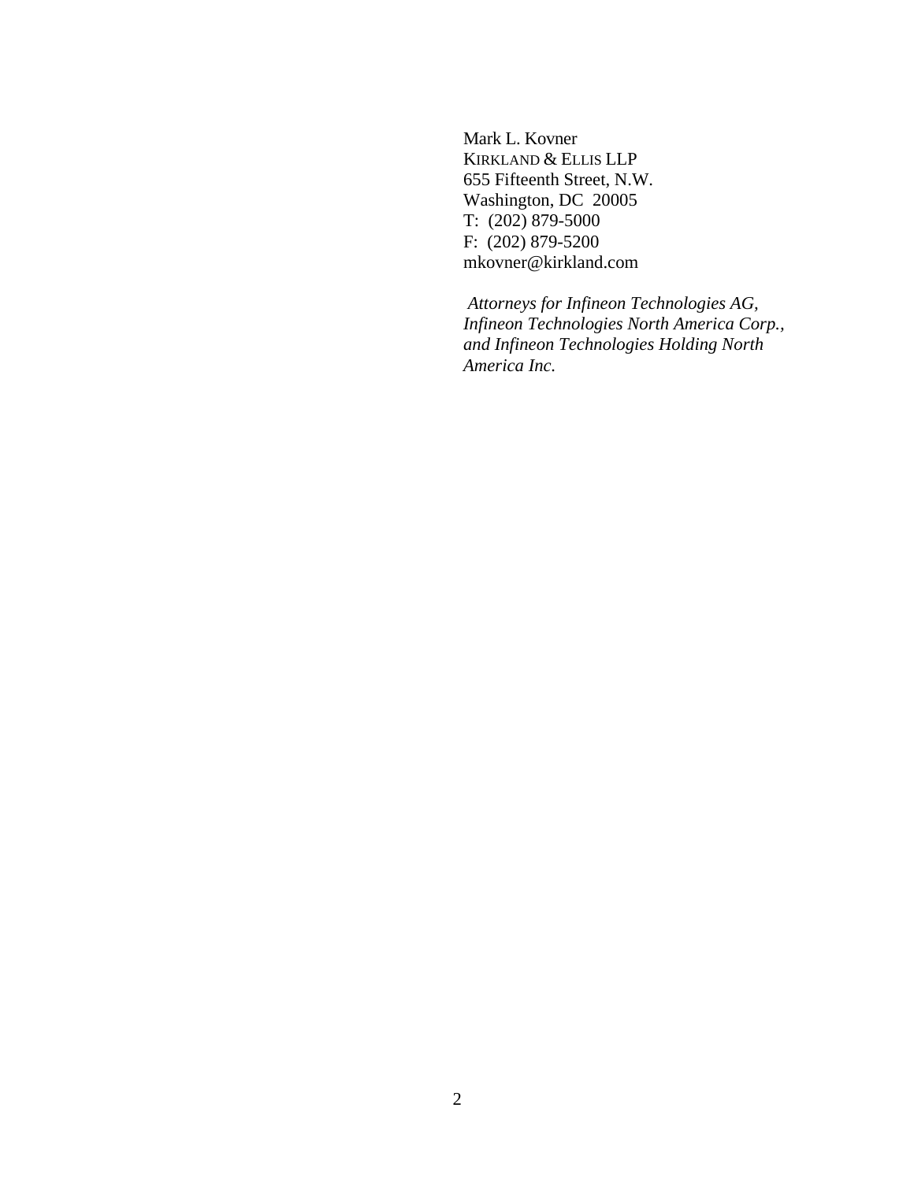Mark L. Kovner  
KIRKLAND & ELLIS LLP  
655 Fifteenth Street, N.W.  
Washington, DC 20005  
T: (202) 879-5000  
F: (202) 879-5200  
mkovner@kirkland.com

*Attorneys for Infineon Technologies AG, Infineon Technologies North America Corp., and Infineon Technologies Holding North America Inc.*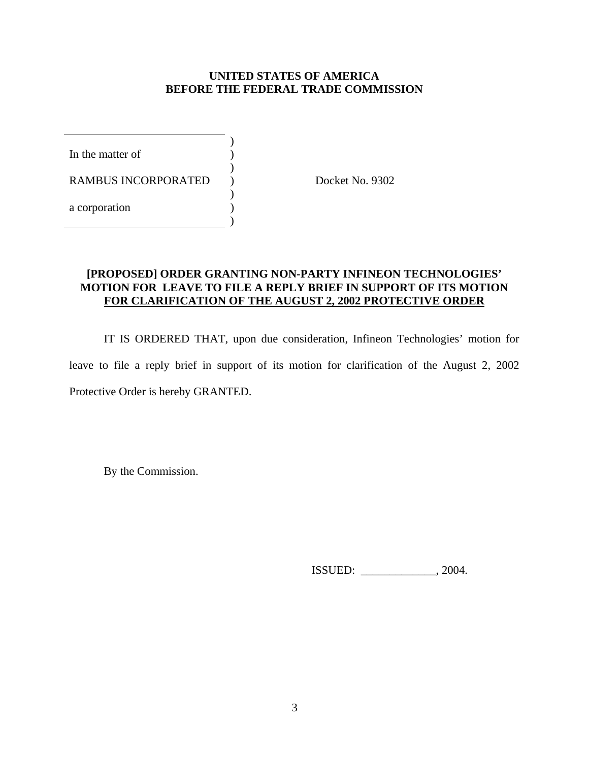**UNITED STATES OF AMERICA**
**BEFORE THE FEDERAL TRADE COMMISSION**

| | | |
|---|---|---|
| In the matter of | ) | |
| | ) | |
| RAMBUS INCORPORATED | ) | Docket No. 9302 |
| | ) | |
| a corporation | ) | |
| | ) | |

**[PROPOSED] ORDER GRANTING NON-PARTY INFINEON TECHNOLOGIES' MOTION FOR LEAVE TO FILE A REPLY BRIEF IN SUPPORT OF ITS MOTION FOR CLARIFICATION OF THE AUGUST 2, 2002 PROTECTIVE ORDER**

IT IS ORDERED THAT, upon due consideration, Infineon Technologies' motion for leave to file a reply brief in support of its motion for clarification of the August 2, 2002 Protective Order is hereby GRANTED.

By the Commission.

ISSUED: _____________, 2004.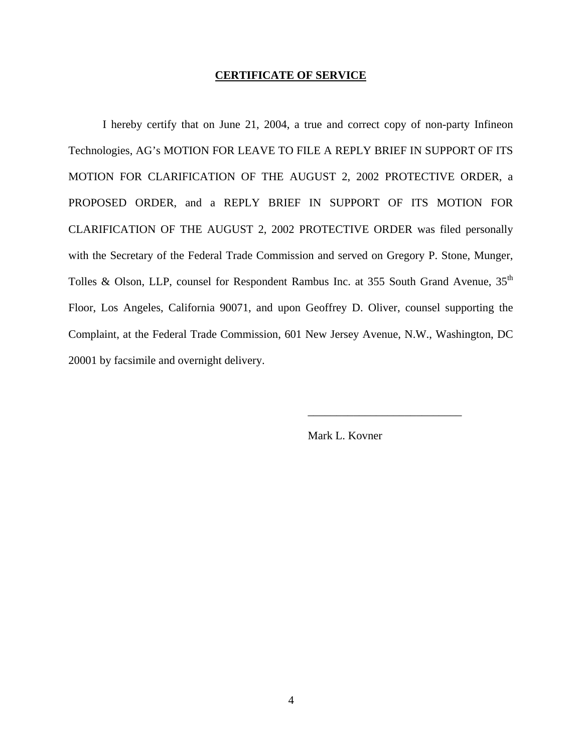**CERTIFICATE OF SERVICE**

I hereby certify that on June 21, 2004, a true and correct copy of non-party Infineon Technologies, AG's MOTION FOR LEAVE TO FILE A REPLY BRIEF IN SUPPORT OF ITS MOTION FOR CLARIFICATION OF THE AUGUST 2, 2002 PROTECTIVE ORDER, a PROPOSED ORDER, and a REPLY BRIEF IN SUPPORT OF ITS MOTION FOR CLARIFICATION OF THE AUGUST 2, 2002 PROTECTIVE ORDER was filed personally with the Secretary of the Federal Trade Commission and served on Gregory P. Stone, Munger, Tolles & Olson, LLP, counsel for Respondent Rambus Inc. at 355 South Grand Avenue, 35th Floor, Los Angeles, California 90071, and upon Geoffrey D. Oliver, counsel supporting the Complaint, at the Federal Trade Commission, 601 New Jersey Avenue, N.W., Washington, DC 20001 by facsimile and overnight delivery.

___________________________

Mark L. Kovner